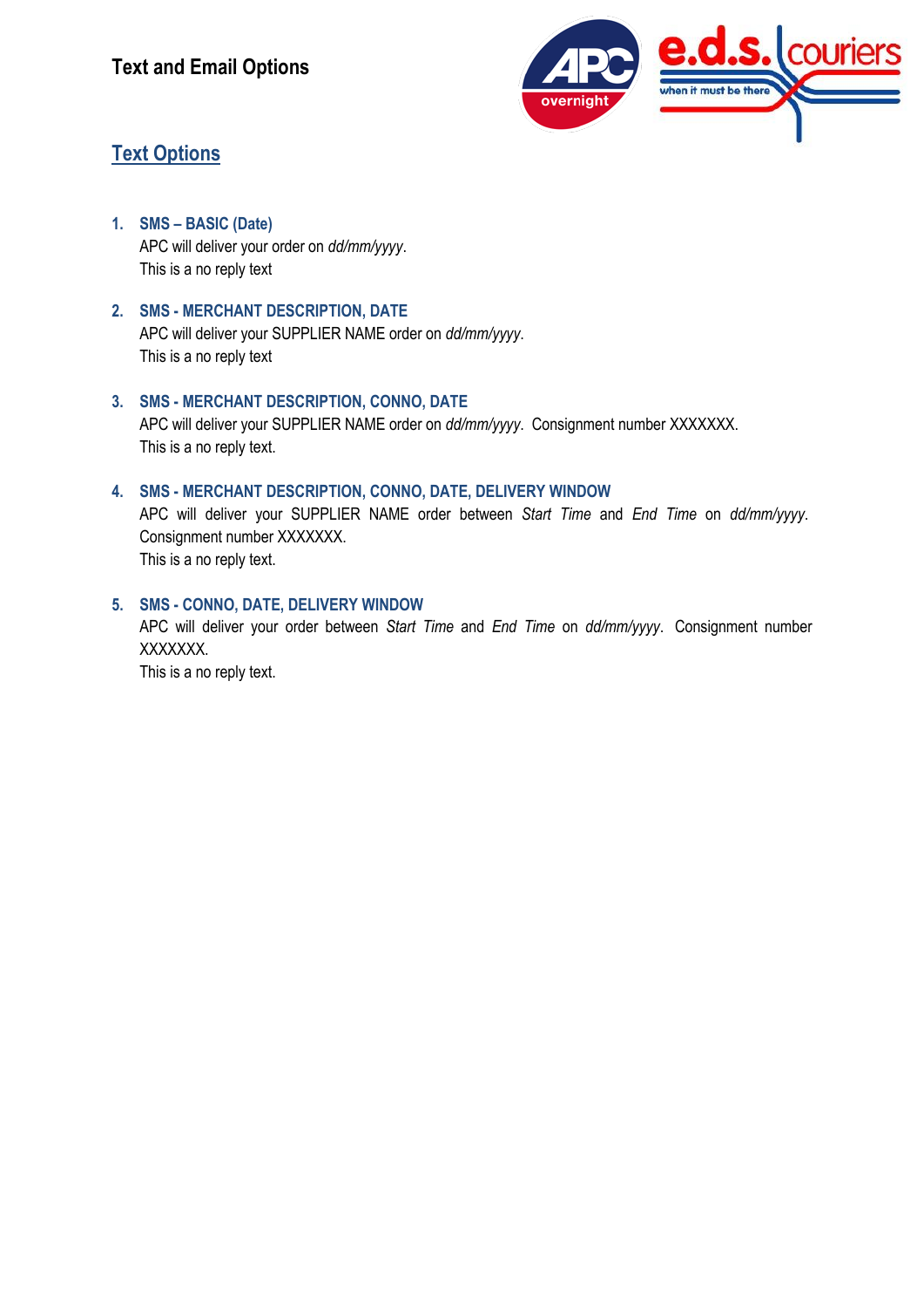# Text and Email Options

## Text Options

1. **SMS – BASIC (Date)**
   APC will deliver your order on *dd/mm/yyyy*.
   This is a no reply text

2. **SMS - MERCHANT DESCRIPTION, DATE**
   APC will deliver your SUPPLIER NAME order on *dd/mm/yyyy*.
   This is a no reply text

3. **SMS - MERCHANT DESCRIPTION, CONNO, DATE**
   APC will deliver your SUPPLIER NAME order on *dd/mm/yyyy*. Consignment number XXXXXXX.
   This is a no reply text.

4. **SMS - MERCHANT DESCRIPTION, CONNO, DATE, DELIVERY WINDOW**
   APC will deliver your SUPPLIER NAME order between *Start Time* and *End Time* on *dd/mm/yyyy*. Consignment number XXXXXXX.
   This is a no reply text.

5. **SMS - CONNO, DATE, DELIVERY WINDOW**
   APC will deliver your order between *Start Time* and *End Time* on *dd/mm/yyyy*. Consignment number XXXXXXX.
   This is a no reply text.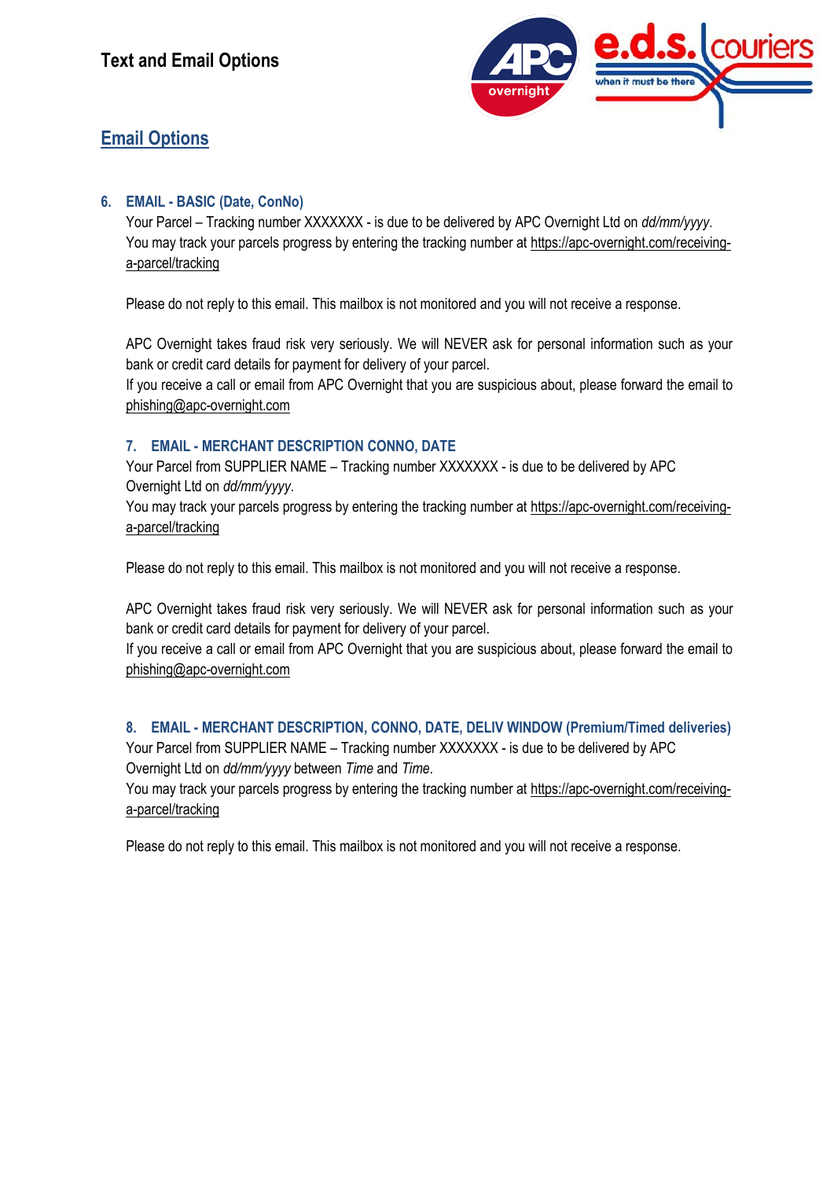## Text and Email Options

## Email Options

### 6. EMAIL - BASIC (Date, ConNo)

Your Parcel – Tracking number XXXXXXX - is due to be delivered by APC Overnight Ltd on *dd/mm/yyyy*.
You may track your parcels progress by entering the tracking number at https://apc-overnight.com/receiving-a-parcel/tracking

Please do not reply to this email. This mailbox is not monitored and you will not receive a response.

APC Overnight takes fraud risk very seriously. We will NEVER ask for personal information such as your bank or credit card details for payment for delivery of your parcel.
If you receive a call or email from APC Overnight that you are suspicious about, please forward the email to phishing@apc-overnight.com

### 7. EMAIL - MERCHANT DESCRIPTION CONNO, DATE

Your Parcel from SUPPLIER NAME – Tracking number XXXXXXX - is due to be delivered by APC Overnight Ltd on *dd/mm/yyyy*.
You may track your parcels progress by entering the tracking number at https://apc-overnight.com/receiving-a-parcel/tracking

Please do not reply to this email. This mailbox is not monitored and you will not receive a response.

APC Overnight takes fraud risk very seriously. We will NEVER ask for personal information such as your bank or credit card details for payment for delivery of your parcel.
If you receive a call or email from APC Overnight that you are suspicious about, please forward the email to phishing@apc-overnight.com

### 8. EMAIL - MERCHANT DESCRIPTION, CONNO, DATE, DELIV WINDOW (Premium/Timed deliveries)

Your Parcel from SUPPLIER NAME – Tracking number XXXXXXX - is due to be delivered by APC Overnight Ltd on *dd/mm/yyyy* between *Time* and *Time*.
You may track your parcels progress by entering the tracking number at https://apc-overnight.com/receiving-a-parcel/tracking

Please do not reply to this email. This mailbox is not monitored and you will not receive a response.